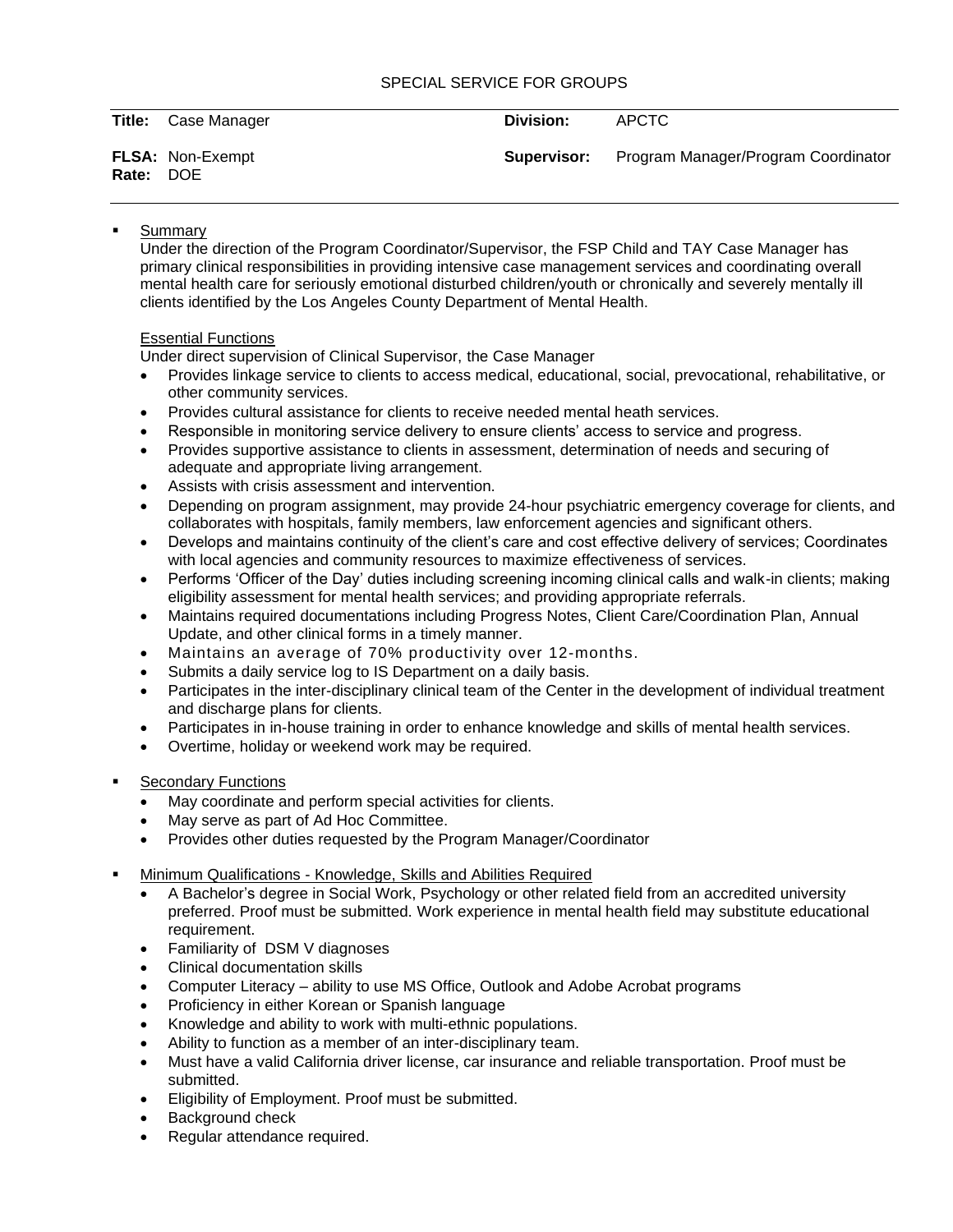SPECIAL SERVICE FOR GROUPS

| | | | |
|---|---|---|---|
| **Title:** | Case Manager | **Division:** | APCTC |
| **FLSA:** | Non-Exempt | **Supervisor:** | Program Manager/Program Coordinator |
| **Rate:** | DOE | | |

- Summary

  Under the direction of the Program Coordinator/Supervisor, the FSP Child and TAY Case Manager has primary clinical responsibilities in providing intensive case management services and coordinating overall mental health care for seriously emotional disturbed children/youth or chronically and severely mentally ill clients identified by the Los Angeles County Department of Mental Health.

  Essential Functions

  Under direct supervision of Clinical Supervisor, the Case Manager

  - Provides linkage service to clients to access medical, educational, social, prevocational, rehabilitative, or other community services.
  - Provides cultural assistance for clients to receive needed mental heath services.
  - Responsible in monitoring service delivery to ensure clients' access to service and progress.
  - Provides supportive assistance to clients in assessment, determination of needs and securing of adequate and appropriate living arrangement.
  - Assists with crisis assessment and intervention.
  - Depending on program assignment, may provide 24-hour psychiatric emergency coverage for clients, and collaborates with hospitals, family members, law enforcement agencies and significant others.
  - Develops and maintains continuity of the client's care and cost effective delivery of services; Coordinates with local agencies and community resources to maximize effectiveness of services.
  - Performs 'Officer of the Day' duties including screening incoming clinical calls and walk-in clients; making eligibility assessment for mental health services; and providing appropriate referrals.
  - Maintains required documentations including Progress Notes, Client Care/Coordination Plan, Annual Update, and other clinical forms in a timely manner.
  - Maintains an average of 70% productivity over 12-months.
  - Submits a daily service log to IS Department on a daily basis.
  - Participates in the inter-disciplinary clinical team of the Center in the development of individual treatment and discharge plans for clients.
  - Participates in in-house training in order to enhance knowledge and skills of mental health services.
  - Overtime, holiday or weekend work may be required.

- Secondary Functions
  - May coordinate and perform special activities for clients.
  - May serve as part of Ad Hoc Committee.
  - Provides other duties requested by the Program Manager/Coordinator

- Minimum Qualifications - Knowledge, Skills and Abilities Required
  - A Bachelor's degree in Social Work, Psychology or other related field from an accredited university preferred. Proof must be submitted. Work experience in mental health field may substitute educational requirement.
  - Familiarity of DSM V diagnoses
  - Clinical documentation skills
  - Computer Literacy – ability to use MS Office, Outlook and Adobe Acrobat programs
  - Proficiency in either Korean or Spanish language
  - Knowledge and ability to work with multi-ethnic populations.
  - Ability to function as a member of an inter-disciplinary team.
  - Must have a valid California driver license, car insurance and reliable transportation. Proof must be submitted.
  - Eligibility of Employment. Proof must be submitted.
  - Background check
  - Regular attendance required.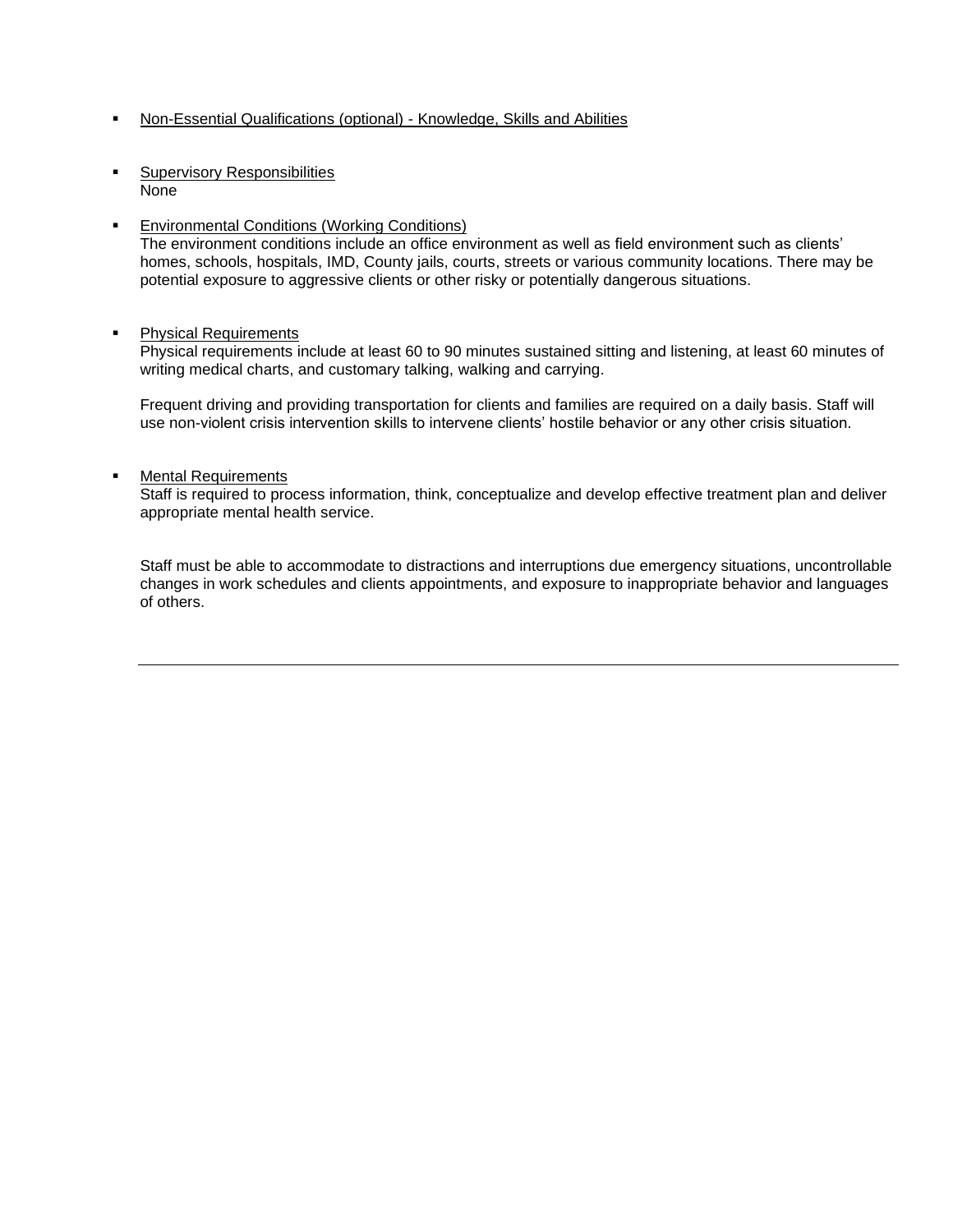- Non-Essential Qualifications (optional) - Knowledge, Skills and Abilities

- Supervisory Responsibilities
  None

- Environmental Conditions (Working Conditions)
  The environment conditions include an office environment as well as field environment such as clients' homes, schools, hospitals, IMD, County jails, courts, streets or various community locations. There may be potential exposure to aggressive clients or other risky or potentially dangerous situations.

- Physical Requirements
  Physical requirements include at least 60 to 90 minutes sustained sitting and listening, at least 60 minutes of writing medical charts, and customary talking, walking and carrying.

  Frequent driving and providing transportation for clients and families are required on a daily basis. Staff will use non-violent crisis intervention skills to intervene clients' hostile behavior or any other crisis situation.

- Mental Requirements
  Staff is required to process information, think, conceptualize and develop effective treatment plan and deliver appropriate mental health service.

  Staff must be able to accommodate to distractions and interruptions due emergency situations, uncontrollable changes in work schedules and clients appointments, and exposure to inappropriate behavior and languages of others.

---